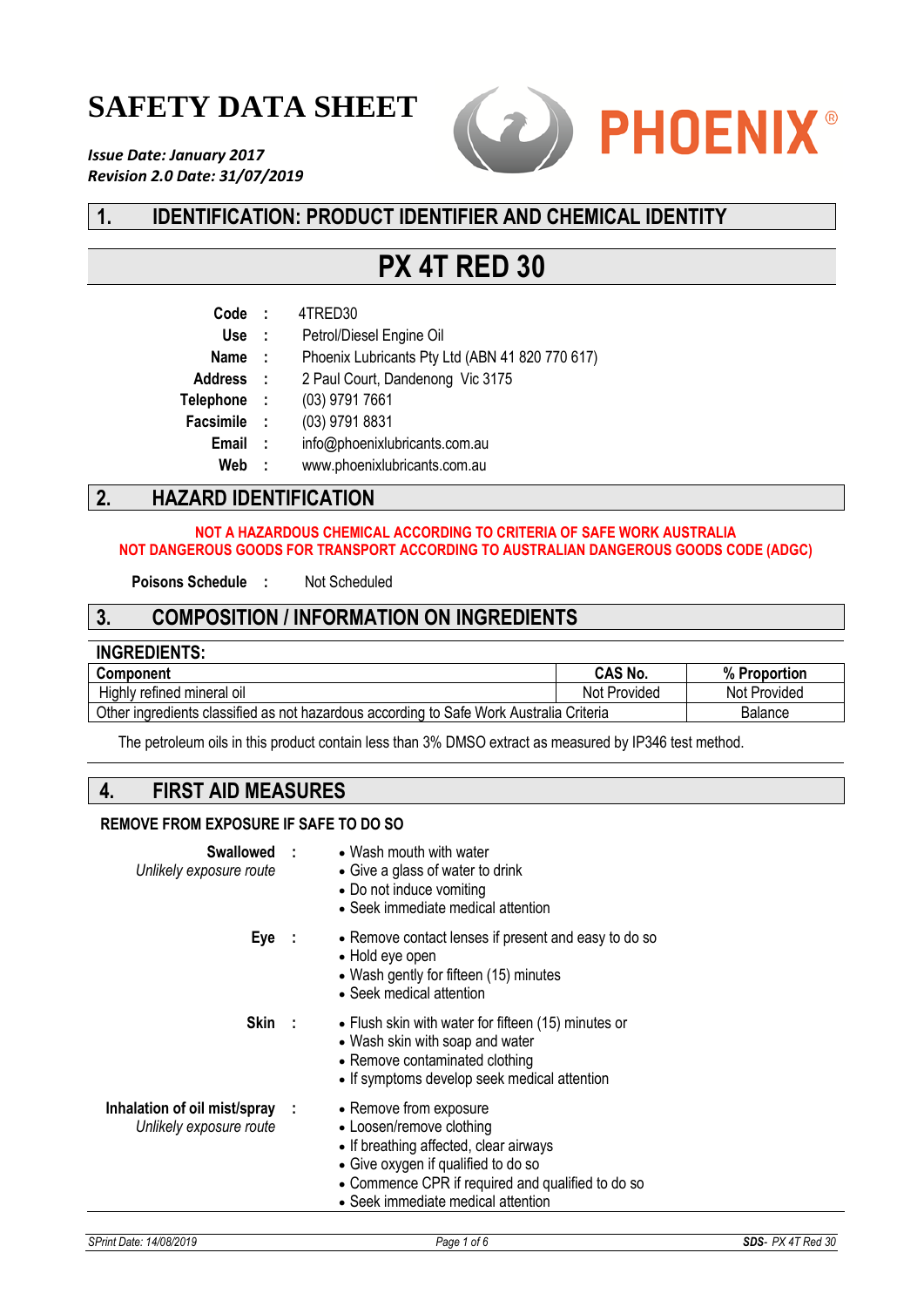# SAFETY DATA SHEET

PHOENIX®

***Issue Date: January 2017***
***Revision 2.0 Date: 31/07/2019***

## 1. IDENTIFICATION: PRODUCT IDENTIFIER AND CHEMICAL IDENTITY

# PX 4T RED 30

| | | |
|---|---|---|
| **Code** | : | 4TRED30 |
| **Use** | : | Petrol/Diesel Engine Oil |
| **Name** | : | Phoenix Lubricants Pty Ltd (ABN 41 820 770 617) |
| **Address** | : | 2 Paul Court, Dandenong Vic 3175 |
| **Telephone** | : | (03) 9791 7661 |
| **Facsimile** | : | (03) 9791 8831 |
| **Email** | : | info@phoenixlubricants.com.au |
| **Web** | : | www.phoenixlubricants.com.au |

## 2. HAZARD IDENTIFICATION

**NOT A HAZARDOUS CHEMICAL ACCORDING TO CRITERIA OF SAFE WORK AUSTRALIA**
**NOT DANGEROUS GOODS FOR TRANSPORT ACCORDING TO AUSTRALIAN DANGEROUS GOODS CODE (ADGC)**

**Poisons Schedule** : Not Scheduled

## 3. COMPOSITION / INFORMATION ON INGREDIENTS

**INGREDIENTS:**

| Component | CAS No. | % Proportion |
|---|---|---|
| Highly refined mineral oil | Not Provided | Not Provided |
| Other ingredients classified as not hazardous according to Safe Work Australia Criteria | | Balance |

The petroleum oils in this product contain less than 3% DMSO extract as measured by IP346 test method.

## 4. FIRST AID MEASURES

**REMOVE FROM EXPOSURE IF SAFE TO DO SO**

**Swallowed** : *Unlikely exposure route*
- Wash mouth with water
- Give a glass of water to drink
- Do not induce vomiting
- Seek immediate medical attention

**Eye** :
- Remove contact lenses if present and easy to do so
- Hold eye open
- Wash gently for fifteen (15) minutes
- Seek medical attention

**Skin** :
- Flush skin with water for fifteen (15) minutes or
- Wash skin with soap and water
- Remove contaminated clothing
- If symptoms develop seek medical attention

**Inhalation of oil mist/spray** : *Unlikely exposure route*
- Remove from exposure
- Loosen/remove clothing
- If breathing affected, clear airways
- Give oxygen if qualified to do so
- Commence CPR if required and qualified to do so
- Seek immediate medical attention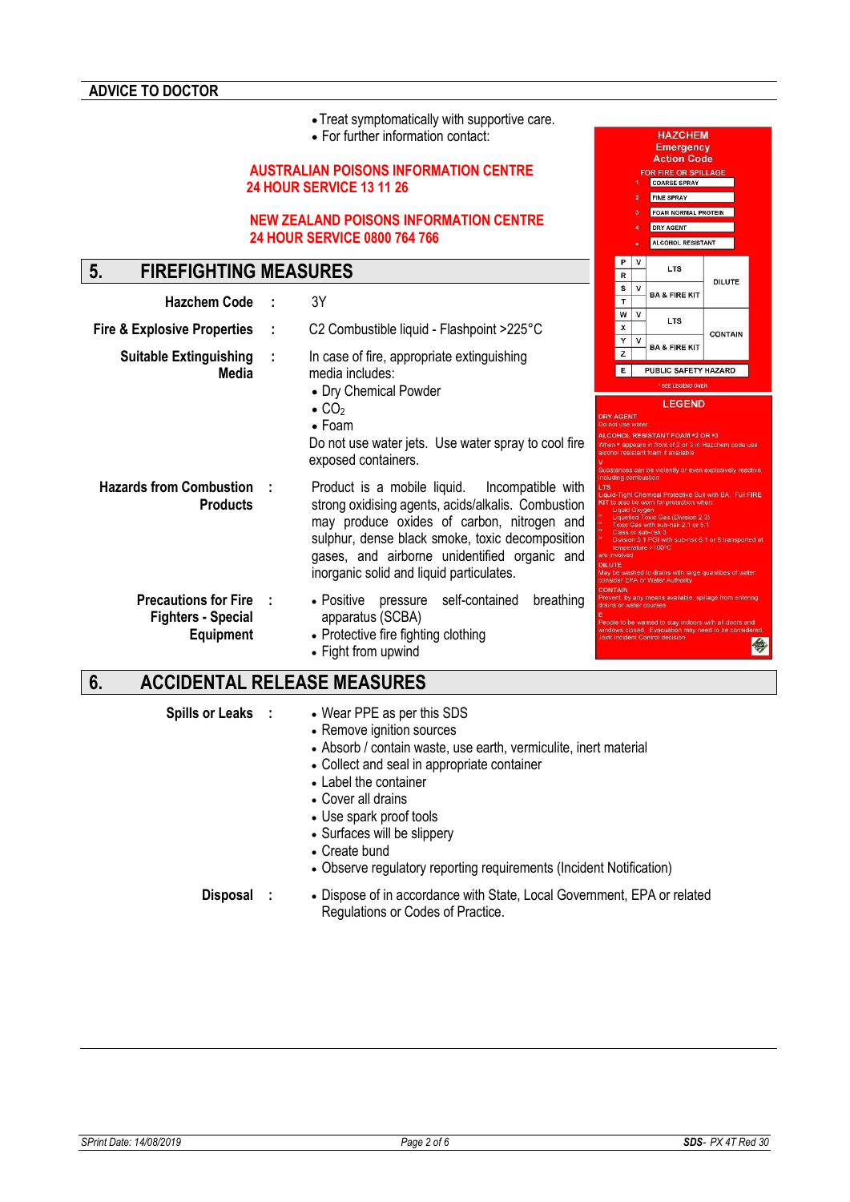## ADVICE TO DOCTOR

- Treat symptomatically with supportive care.
- For further information contact:

**AUSTRALIAN POISONS INFORMATION CENTRE**
**24 HOUR SERVICE 13 11 26**

**NEW ZEALAND POISONS INFORMATION CENTRE**
**24 HOUR SERVICE 0800 764 766**

## 5. FIREFIGHTING MEASURES

**Hazchem Code** : 3Y

**Fire & Explosive Properties** : C2 Combustible liquid - Flashpoint >225°C

**Suitable Extinguishing Media** : In case of fire, appropriate extinguishing media includes:

- Dry Chemical Powder
- $CO_2$
- Foam

Do not use water jets. Use water spray to cool fire exposed containers.

**Hazards from Combustion Products** : Product is a mobile liquid. Incompatible with strong oxidising agents, acids/alkalis. Combustion may produce oxides of carbon, nitrogen and sulphur, dense black smoke, toxic decomposition gases, and airborne unidentified organic and inorganic solid and liquid particulates.

**Precautions for Fire Fighters - Special Equipment** :

- Positive pressure self-contained breathing apparatus (SCBA)
- Protective fire fighting clothing
- Fight from upwind

**HAZCHEM Emergency Action Code**

FOR FIRE OR SPILLAGE

| | |
|---|---|
| 1 | COARSE SPRAY |
| 2 | FINE SPRAY |
| 3 | FOAM NORMAL PROTEIN |
| 4 | DRY AGENT |
| • | ALCOHOL RESISTANT |

| | | | |
|---|---|---|---|
| P | V | LTS | DILUTE |
| R | | | |
| S | V | BA & FIRE KIT | |
| T | | | |
| W | V | LTS | CONTAIN |
| X | | | |
| Y | V | BA & FIRE KIT | |
| Z | | | |
| E | | PUBLIC SAFETY HAZARD | |

* SEE LEGEND OVER

**LEGEND**

DRY AGENT
Do not use water

ALCOHOL RESISTANT FOAM •2 OR •3
When • appears in front of 2 or 3 in Hazchem code use alcohol resistant foam if available

V
Substances can be violently or even explosively reactive, including combustion

LTS
Liquid-Tight Chemical Protective Suit with BA. Full FIRE KIT to also be worn for protection when:
- Liquid Oxygen
- Liquefied Toxic Gas (Division 2.3)
- Toxic Gas with sub-risk 2.1 or 5.1
- Class or sub-risk 3
- Division 5.1 PGI with sub-risk 6.1 or 8 transported at temperature > 100°C

are involved

DILUTE
May be washed to drains with large quantities of water, consider EPA or Water Authority

CONTAIN
Prevent, by any means available, spillage from entering drains or water courses

E
People to be warned to stay indoors with all doors and windows closed. Evacuation may need to be considered. Joint Incident Control decision

## 6. ACCIDENTAL RELEASE MEASURES

**Spills or Leaks** :

- Wear PPE as per this SDS
- Remove ignition sources
- Absorb / contain waste, use earth, vermiculite, inert material
- Collect and seal in appropriate container
- Label the container
- Cover all drains
- Use spark proof tools
- Surfaces will be slippery
- Create bund
- Observe regulatory reporting requirements (Incident Notification)

**Disposal** :

- Dispose of in accordance with State, Local Government, EPA or related Regulations or Codes of Practice.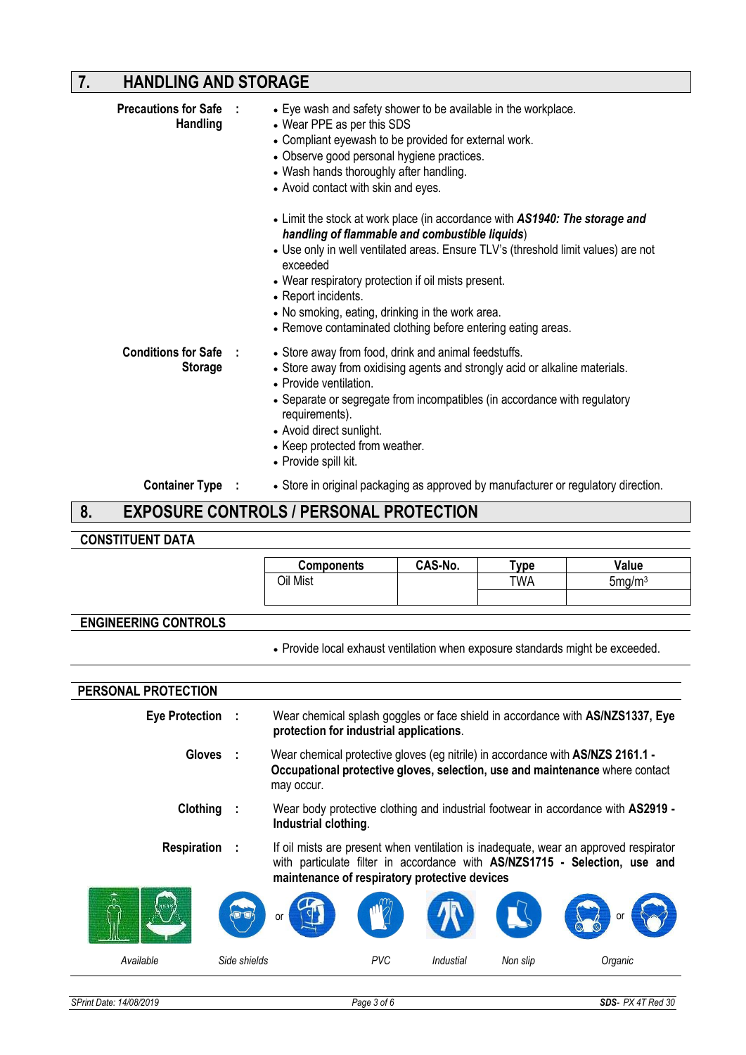## 7. HANDLING AND STORAGE

**Precations for Safe Handling** :

- Eye wash and safety shower to be available in the workplace.
- Wear PPE as per this SDS
- Compliant eyewash to be provided for external work.
- Observe good personal hygiene practices.
- Wash hands thoroughly after handling.
- Avoid contact with skin and eyes.

- Limit the stock at work place (in accordance with ***AS1940: The storage and handling of flammable and combustible liquids***)
- Use only in well ventilated areas. Ensure TLV's (threshold limit values) are not exceeded
- Wear respiratory protection if oil mists present.
- Report incidents.
- No smoking, eating, drinking in the work area.
- Remove contaminated clothing before entering eating areas.

**Conditions for Safe Storage** :

- Store away from food, drink and animal feedstuffs.
- Store away from oxidising agents and strongly acid or alkaline materials.
- Provide ventilation.
- Separate or segregate from incompatibles (in accordance with regulatory requirements).
- Avoid direct sunlight.
- Keep protected from weather.
- Provide spill kit.

**Container Type** :

- Store in original packaging as approved by manufacturer or regulatory direction.

## 8. EXPOSURE CONTROLS / PERSONAL PROTECTION

### CONSTITUENT DATA

| Components | CAS-No. | Type | Value |
|---|---|---|---|
| Oil Mist | | TWA | 5mg/m$^3$ |
| | | | |

### ENGINEERING CONTROLS

- Provide local exhaust ventilation when exposure standards might be exceeded.

### PERSONAL PROTECTION

**Eye Protection** : Wear chemical splash goggles or face shield in accordance with **AS/NZS1337, Eye protection for industrial applications**.

**Gloves** : Wear chemical protective gloves (eg nitrile) in accordance with **AS/NZS 2161.1 - Occupational protective gloves, selection, use and maintenance** where contact may occur.

**Clothing** : Wear body protective clothing and industrial footwear in accordance with **AS2919 - Industrial clothing**.

**Respiration** : If oil mists are present when ventilation is inadequate, wear an approved respirator with particulate filter in accordance with **AS/NZS1715 - Selection, use and maintenance of respiratory protective devices**

*Available* *Side shields* or *PVC* *Industial* *Non slip* *Organic* or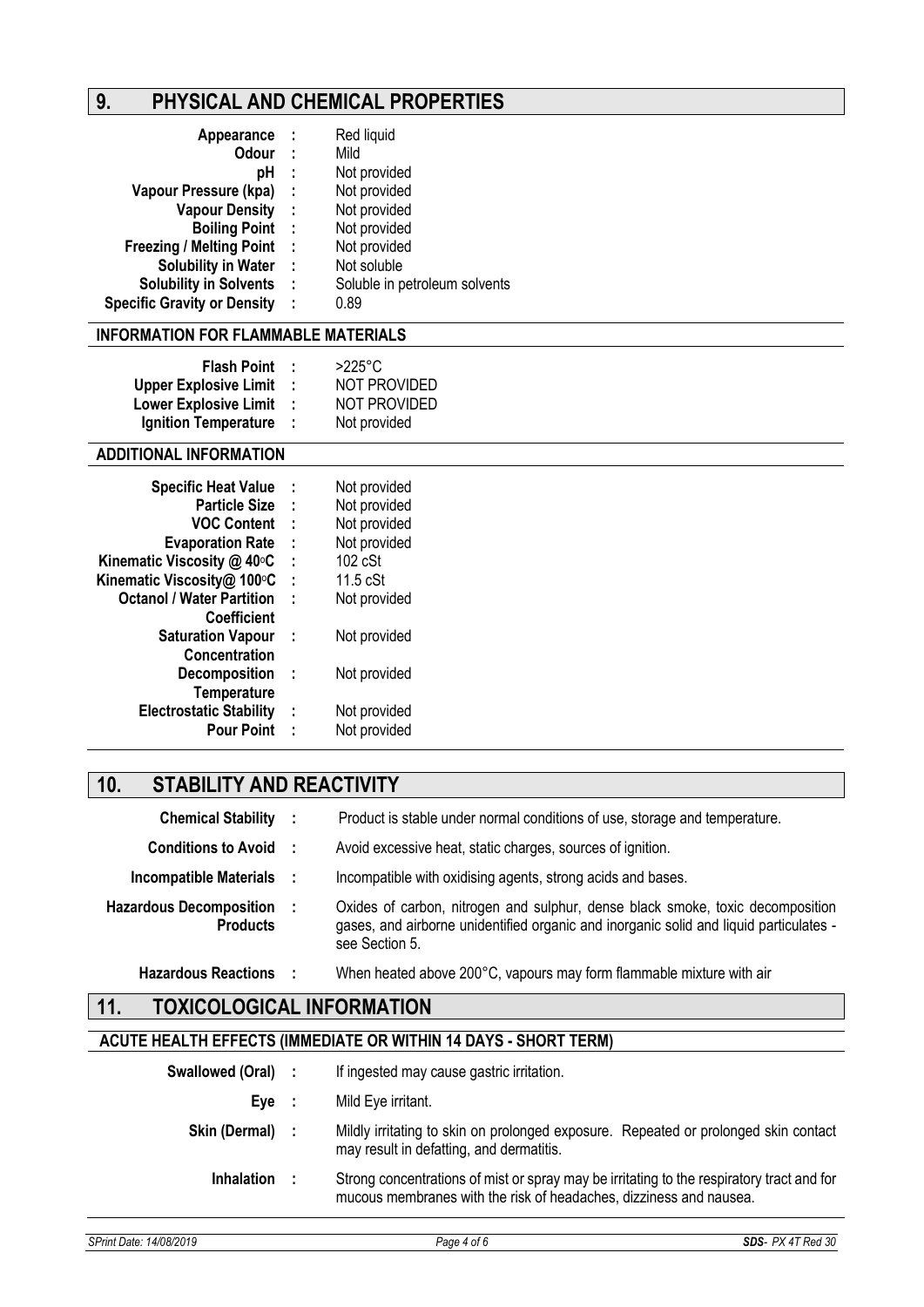## 9. PHYSICAL AND CHEMICAL PROPERTIES

| Property | | Value |
|---|---|---|
| **Appearance** | : | Red liquid |
| **Odour** | : | Mild |
| **pH** | : | Not provided |
| **Vapour Pressure (kpa)** | : | Not provided |
| **Vapour Density** | : | Not provided |
| **Boiling Point** | : | Not provided |
| **Freezing / Melting Point** | : | Not provided |
| **Solubility in Water** | : | Not soluble |
| **Solubility in Solvents** | : | Soluble in petroleum solvents |
| **Specific Gravity or Density** | : | 0.89 |

### INFORMATION FOR FLAMMABLE MATERIALS

| Property | | Value |
|---|---|---|
| **Flash Point** | : | >225°C |
| **Upper Explosive Limit** | : | NOT PROVIDED |
| **Lower Explosive Limit** | : | NOT PROVIDED |
| **Ignition Temperature** | : | Not provided |

### ADDITIONAL INFORMATION

| Property | | Value |
|---|---|---|
| **Specific Heat Value** | : | Not provided |
| **Particle Size** | : | Not provided |
| **VOC Content** | : | Not provided |
| **Evaporation Rate** | : | Not provided |
| **Kinematic Viscosity @ 40°C** | : | 102 cSt |
| **Kinematic Viscosity@ 100°C** | : | 11.5 cSt |
| **Octanol / Water Partition Coefficient** | : | Not provided |
| **Saturation Vapour Concentration** | : | Not provided |
| **Decomposition Temperature** | : | Not provided |
| **Electrostatic Stability** | : | Not provided |
| **Pour Point** | : | Not provided |

## 10. STABILITY AND REACTIVITY

| Property | | Value |
|---|---|---|
| **Chemical Stability** | : | Product is stable under normal conditions of use, storage and temperature. |
| **Conditions to Avoid** | : | Avoid excessive heat, static charges, sources of ignition. |
| **Incompatible Materials** | : | Incompatible with oxidising agents, strong acids and bases. |
| **Hazardous Decomposition Products** | : | Oxides of carbon, nitrogen and sulphur, dense black smoke, toxic decomposition gases, and airborne unidentified organic and inorganic solid and liquid particulates - see Section 5. |
| **Hazardous Reactions** | : | When heated above 200°C, vapours may form flammable mixture with air |

## 11. TOXICOLOGICAL INFORMATION

### ACUTE HEALTH EFFECTS (IMMEDIATE OR WITHIN 14 DAYS - SHORT TERM)

| Route | | Effect |
|---|---|---|
| **Swallowed (Oral)** | : | If ingested may cause gastric irritation. |
| **Eye** | : | Mild Eye irritant. |
| **Skin (Dermal)** | : | Mildly irritating to skin on prolonged exposure. Repeated or prolonged skin contact may result in defatting, and dermatitis. |
| **Inhalation** | : | Strong concentrations of mist or spray may be irritating to the respiratory tract and for mucous membranes with the risk of headaches, dizziness and nausea. |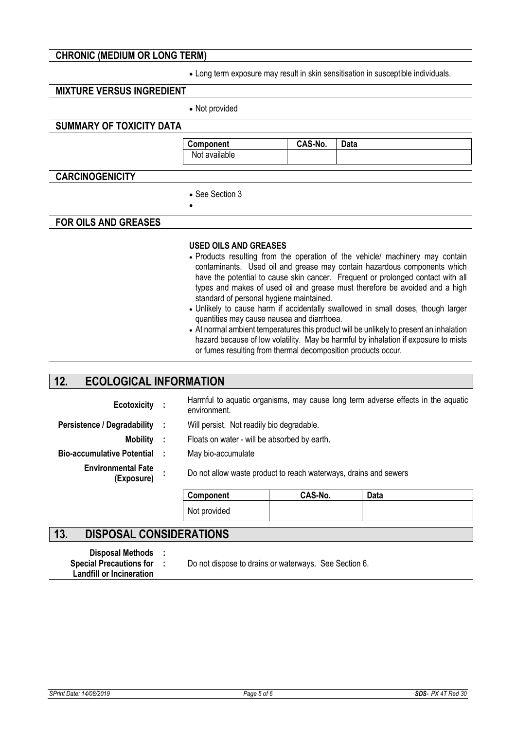### CHRONIC (MEDIUM OR LONG TERM)

- Long term exposure may result in skin sensitisation in susceptible individuals.

### MIXTURE VERSUS INGREDIENT

- Not provided

### SUMMARY OF TOXICITY DATA

| Component | CAS-No. | Data |
|---|---|---|
| Not available | | |

### CARCINOGENICITY

- See Section 3
-

### FOR OILS AND GREASES

**USED OILS AND GREASES**

- Products resulting from the operation of the vehicle/ machinery may contain contaminants. Used oil and grease may contain hazardous components which have the potential to cause skin cancer. Frequent or prolonged contact with all types and makes of used oil and grease must therefore be avoided and a high standard of personal hygiene maintained.
- Unlikely to cause harm if accidentally swallowed in small doses, though larger quantities may cause nausea and diarrhoea.
- At normal ambient temperatures this product will be unlikely to present an inhalation hazard because of low volatility. May be harmful by inhalation if exposure to mists or fumes resulting from thermal decomposition products occur.

## 12. ECOLOGICAL INFORMATION

**Ecotoxicity :** Harmful to aquatic organisms, may cause long term adverse effects in the aquatic environment.

**Persistence / Degradability :** Will persist. Not readily bio degradable.

**Mobility :** Floats on water - will be absorbed by earth.

**Bio-accumulative Potential :** May bio-accumulate

**Environmental Fate (Exposure) :** Do not allow waste product to reach waterways, drains and sewers

| Component | CAS-No. | Data |
|---|---|---|
| Not provided | | |

## 13. DISPOSAL CONSIDERATIONS

**Disposal Methods :**

**Special Precautions for Landfill or Incineration :** Do not dispose to drains or waterways. See Section 6.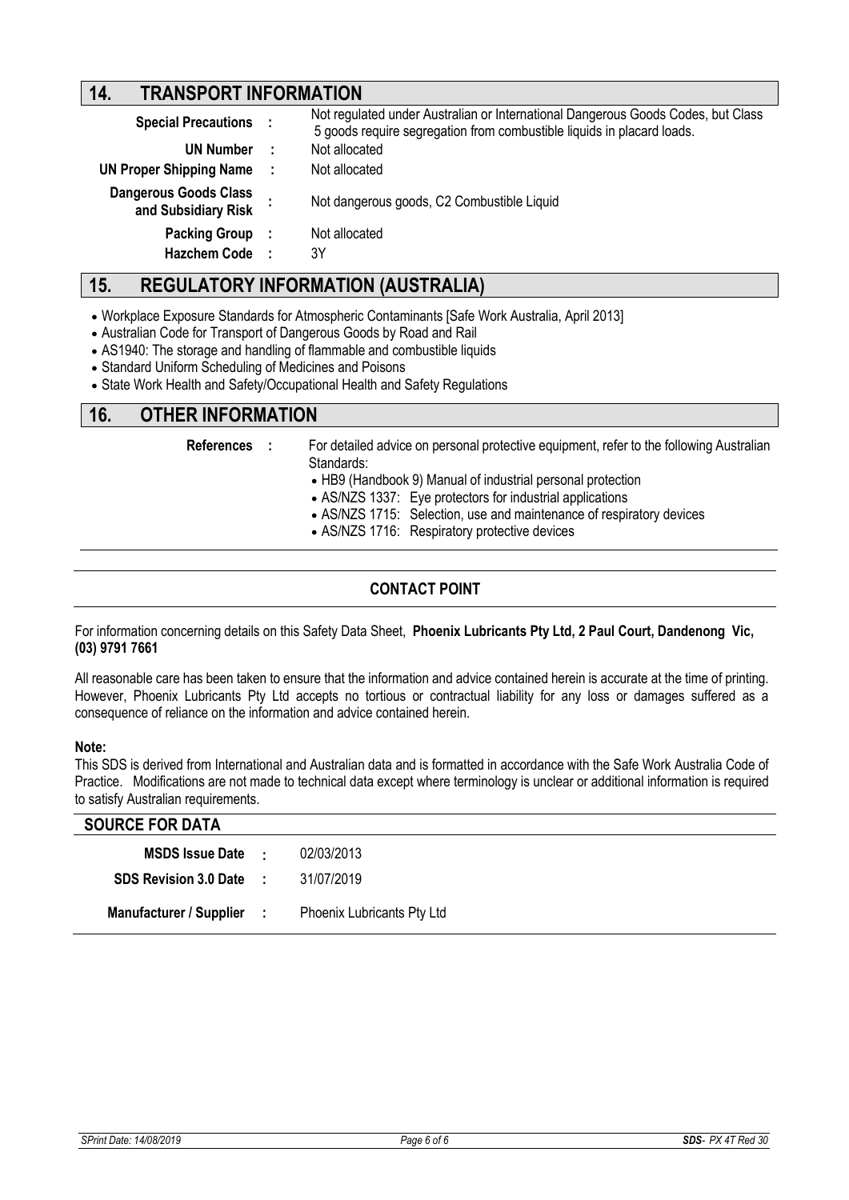## 14. TRANSPORT INFORMATION

| | | |
|---|---|---|
| **Special Precautions** | : | Not regulated under Australian or International Dangerous Goods Codes, but Class 5 goods require segregation from combustible liquids in placard loads. |
| **UN Number** | : | Not allocated |
| **UN Proper Shipping Name** | : | Not allocated |
| **Dangerous Goods Class and Subsidiary Risk** | : | Not dangerous goods, C2 Combustible Liquid |
| **Packing Group** | : | Not allocated |
| **Hazchem Code** | : | 3Y |

## 15. REGULATORY INFORMATION (AUSTRALIA)

- Workplace Exposure Standards for Atmospheric Contaminants [Safe Work Australia, April 2013]
- Australian Code for Transport of Dangerous Goods by Road and Rail
- AS1940: The storage and handling of flammable and combustible liquids
- Standard Uniform Scheduling of Medicines and Poisons
- State Work Health and Safety/Occupational Health and Safety Regulations

## 16. OTHER INFORMATION

**References** : For detailed advice on personal protective equipment, refer to the following Australian Standards:

- HB9 (Handbook 9) Manual of industrial personal protection
- AS/NZS 1337: Eye protectors for industrial applications
- AS/NZS 1715: Selection, use and maintenance of respiratory devices
- AS/NZS 1716: Respiratory protective devices

### CONTACT POINT

For information concerning details on this Safety Data Sheet, **Phoenix Lubricants Pty Ltd, 2 Paul Court, Dandenong Vic, (03) 9791 7661**

All reasonable care has been taken to ensure that the information and advice contained herein is accurate at the time of printing. However, Phoenix Lubricants Pty Ltd accepts no tortious or contractual liability for any loss or damages suffered as a consequence of reliance on the information and advice contained herein.

**Note:**
This SDS is derived from International and Australian data and is formatted in accordance with the Safe Work Australia Code of Practice. Modifications are not made to technical data except where terminology is unclear or additional information is required to satisfy Australian requirements.

### SOURCE FOR DATA

| | | |
|---|---|---|
| **MSDS Issue Date** | : | 02/03/2013 |
| **SDS Revision 3.0 Date** | : | 31/07/2019 |
| **Manufacturer / Supplier** | : | Phoenix Lubricants Pty Ltd |